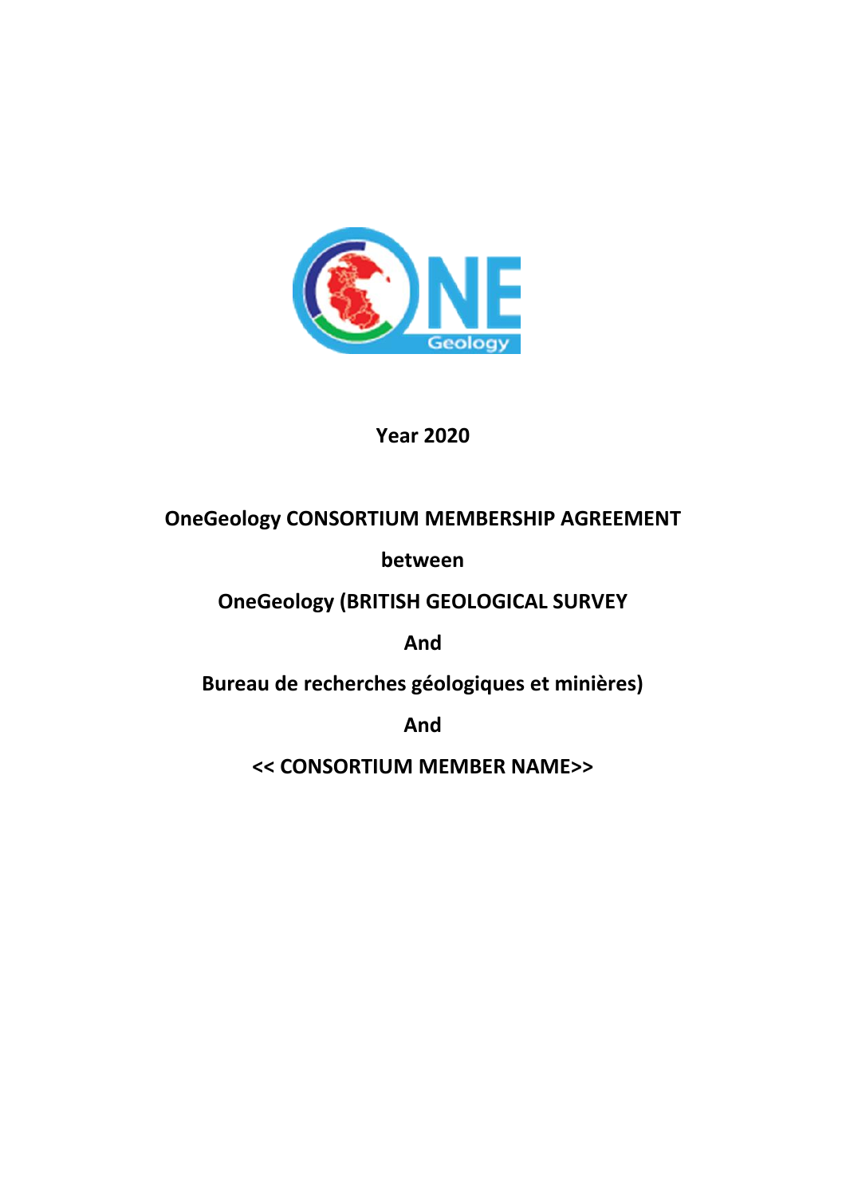**Year 2020**

**OneGeology CONSORTIUM MEMBERSHIP AGREEMENT**

**between**

**OneGeology (BRITISH GEOLOGICAL SURVEY**

**And**

**Bureau de recherches géologiques et minières)**

**And**

**<< CONSORTIUM MEMBER NAME>>**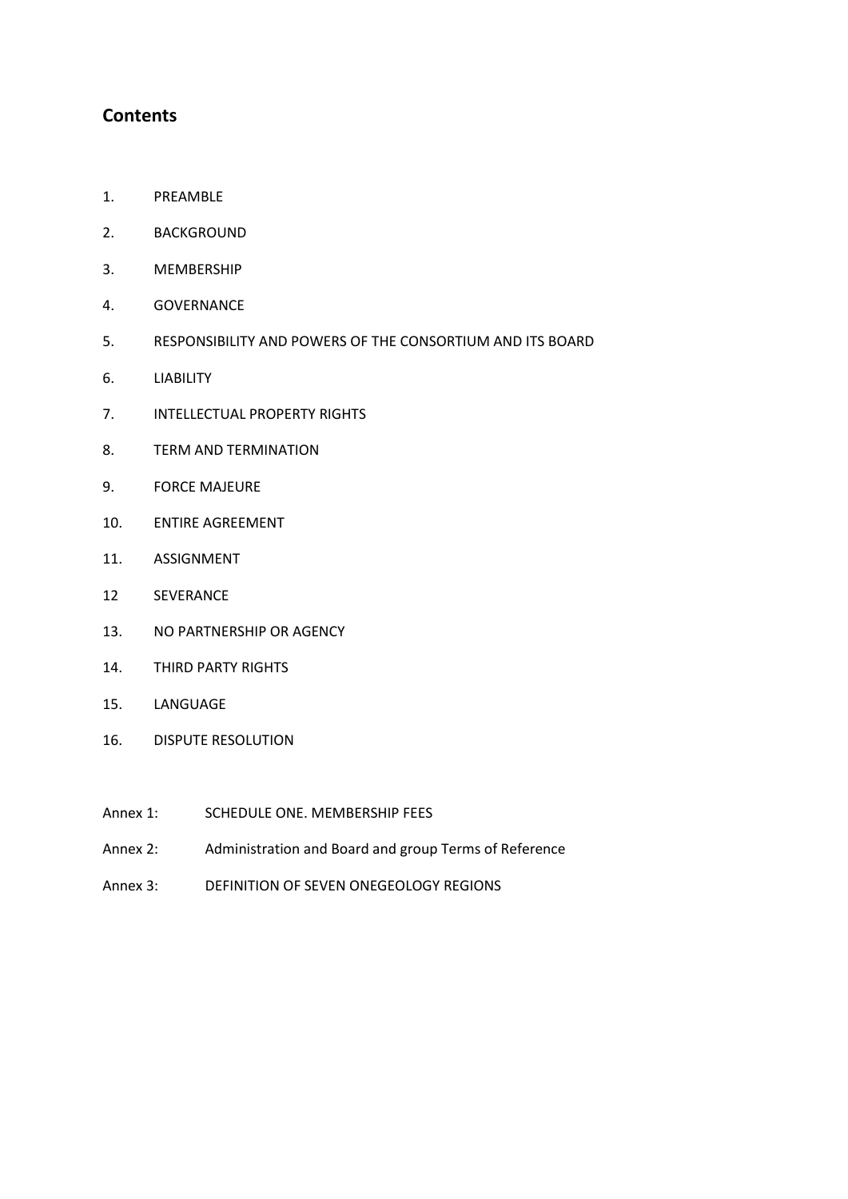## Contents

1. PREAMBLE
2. BACKGROUND
3. MEMBERSHIP
4. GOVERNANCE
5. RESPONSIBILITY AND POWERS OF THE CONSORTIUM AND ITS BOARD
6. LIABILITY
7. INTELLECTUAL PROPERTY RIGHTS
8. TERM AND TERMINATION
9. FORCE MAJEURE
10. ENTIRE AGREEMENT
11. ASSIGNMENT

12 SEVERANCE

13. NO PARTNERSHIP OR AGENCY
14. THIRD PARTY RIGHTS
15. LANGUAGE
16. DISPUTE RESOLUTION

Annex 1: SCHEDULE ONE. MEMBERSHIP FEES

Annex 2: Administration and Board and group Terms of Reference

Annex 3: DEFINITION OF SEVEN ONEGEOLOGY REGIONS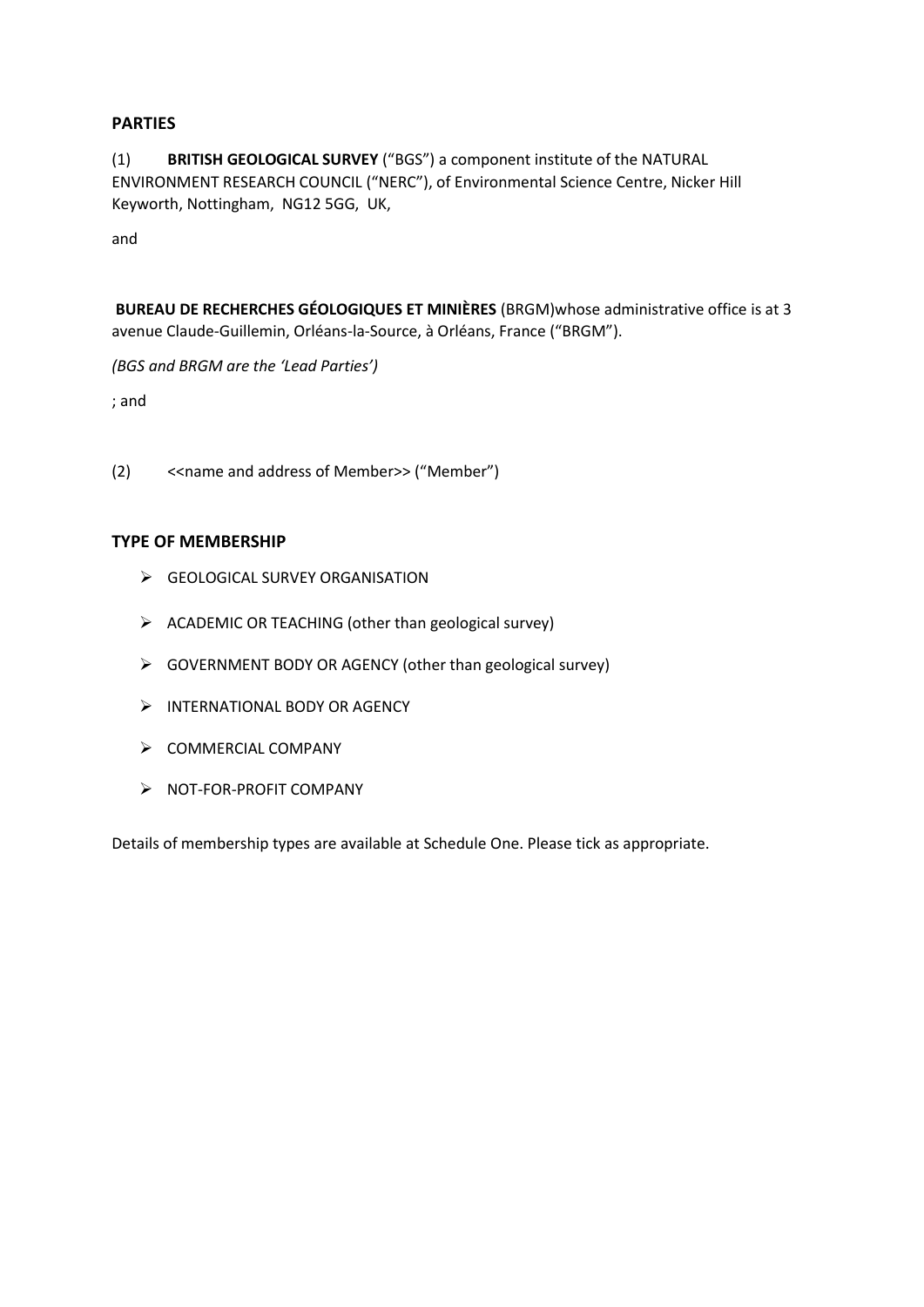## PARTIES

(1) **BRITISH GEOLOGICAL SURVEY** ("BGS") a component institute of the NATURAL ENVIRONMENT RESEARCH COUNCIL ("NERC"), of Environmental Science Centre, Nicker Hill Keyworth, Nottingham, NG12 5GG, UK,

and

**BUREAU DE RECHERCHES GÉOLOGIQUES ET MINIÈRES** (BRGM)whose administrative office is at 3 avenue Claude-Guillemin, Orléans-la-Source, à Orléans, France ("BRGM").

*(BGS and BRGM are the 'Lead Parties')*

; and

(2) <<name and address of Member>> ("Member")

## TYPE OF MEMBERSHIP

- GEOLOGICAL SURVEY ORGANISATION
- ACADEMIC OR TEACHING (other than geological survey)
- GOVERNMENT BODY OR AGENCY (other than geological survey)
- INTERNATIONAL BODY OR AGENCY
- COMMERCIAL COMPANY
- NOT-FOR-PROFIT COMPANY

Details of membership types are available at Schedule One. Please tick as appropriate.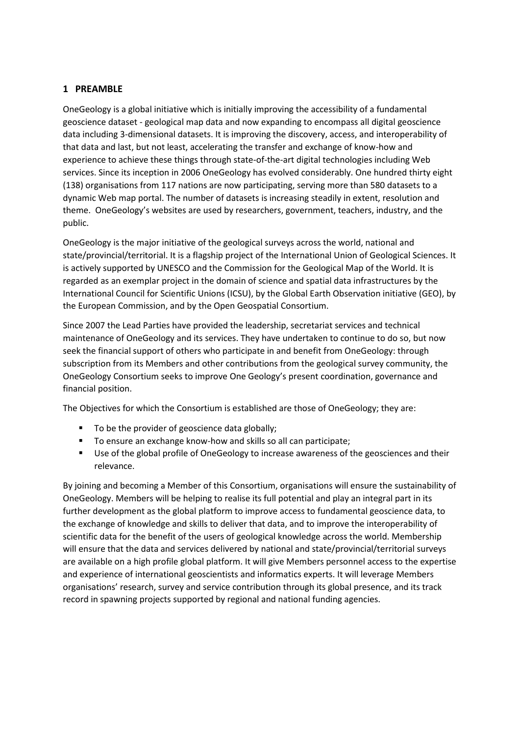## 1 PREAMBLE

OneGeology is a global initiative which is initially improving the accessibility of a fundamental geoscience dataset - geological map data and now expanding to encompass all digital geoscience data including 3-dimensional datasets. It is improving the discovery, access, and interoperability of that data and last, but not least, accelerating the transfer and exchange of know-how and experience to achieve these things through state-of-the-art digital technologies including Web services. Since its inception in 2006 OneGeology has evolved considerably. One hundred thirty eight (138) organisations from 117 nations are now participating, serving more than 580 datasets to a dynamic Web map portal. The number of datasets is increasing steadily in extent, resolution and theme. OneGeology's websites are used by researchers, government, teachers, industry, and the public.

OneGeology is the major initiative of the geological surveys across the world, national and state/provincial/territorial. It is a flagship project of the International Union of Geological Sciences. It is actively supported by UNESCO and the Commission for the Geological Map of the World. It is regarded as an exemplar project in the domain of science and spatial data infrastructures by the International Council for Scientific Unions (ICSU), by the Global Earth Observation initiative (GEO), by the European Commission, and by the Open Geospatial Consortium.

Since 2007 the Lead Parties have provided the leadership, secretariat services and technical maintenance of OneGeology and its services. They have undertaken to continue to do so, but now seek the financial support of others who participate in and benefit from OneGeology: through subscription from its Members and other contributions from the geological survey community, the OneGeology Consortium seeks to improve One Geology's present coordination, governance and financial position.

The Objectives for which the Consortium is established are those of OneGeology; they are:

- To be the provider of geoscience data globally;
- To ensure an exchange know-how and skills so all can participate;
- Use of the global profile of OneGeology to increase awareness of the geosciences and their relevance.

By joining and becoming a Member of this Consortium, organisations will ensure the sustainability of OneGeology. Members will be helping to realise its full potential and play an integral part in its further development as the global platform to improve access to fundamental geoscience data, to the exchange of knowledge and skills to deliver that data, and to improve the interoperability of scientific data for the benefit of the users of geological knowledge across the world. Membership will ensure that the data and services delivered by national and state/provincial/territorial surveys are available on a high profile global platform. It will give Members personnel access to the expertise and experience of international geoscientists and informatics experts. It will leverage Members organisations' research, survey and service contribution through its global presence, and its track record in spawning projects supported by regional and national funding agencies.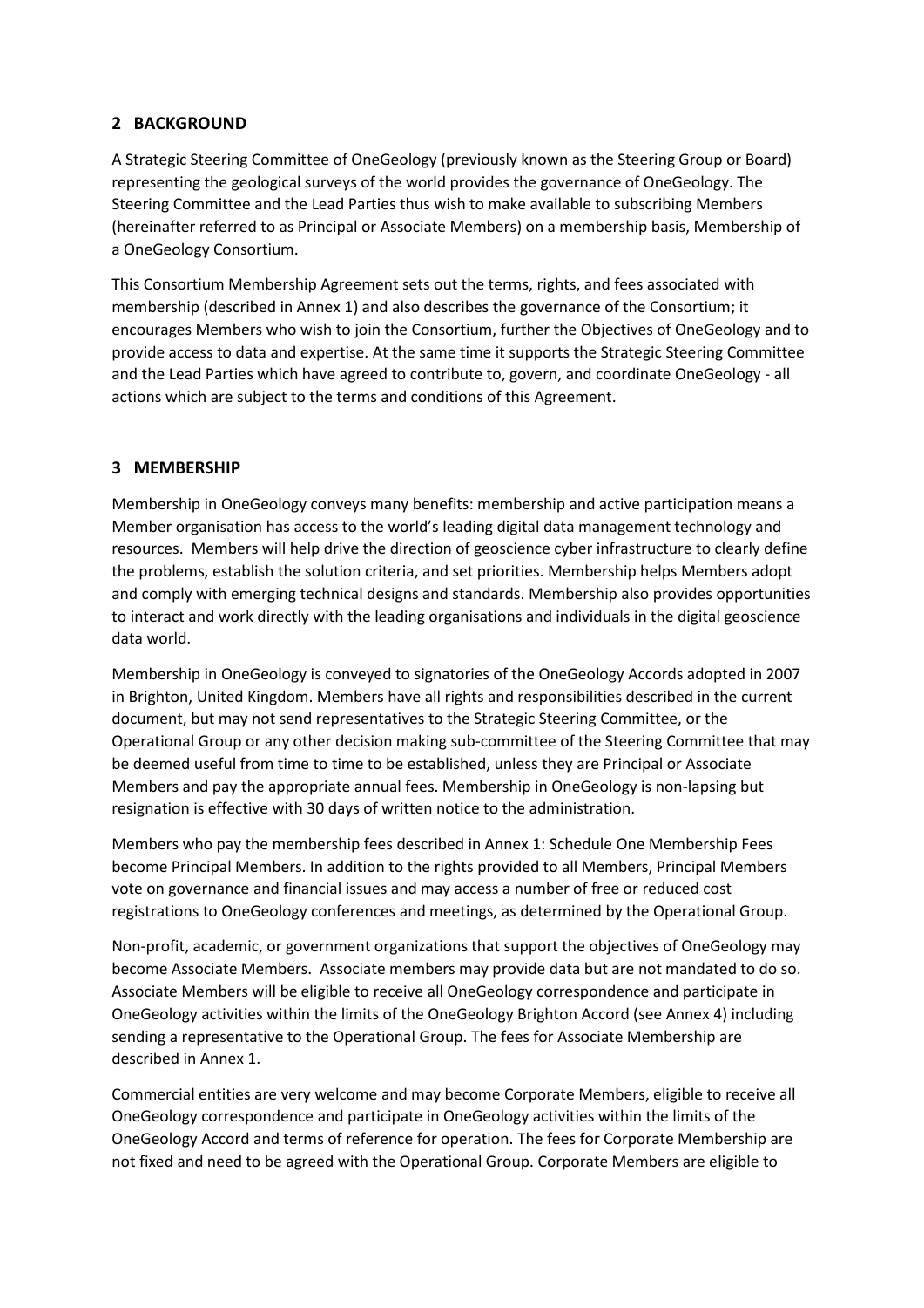## 2 BACKGROUND

A Strategic Steering Committee of OneGeology (previously known as the Steering Group or Board) representing the geological surveys of the world provides the governance of OneGeology. The Steering Committee and the Lead Parties thus wish to make available to subscribing Members (hereinafter referred to as Principal or Associate Members) on a membership basis, Membership of a OneGeology Consortium.

This Consortium Membership Agreement sets out the terms, rights, and fees associated with membership (described in Annex 1) and also describes the governance of the Consortium; it encourages Members who wish to join the Consortium, further the Objectives of OneGeology and to provide access to data and expertise. At the same time it supports the Strategic Steering Committee and the Lead Parties which have agreed to contribute to, govern, and coordinate OneGeology - all actions which are subject to the terms and conditions of this Agreement.

## 3 MEMBERSHIP

Membership in OneGeology conveys many benefits: membership and active participation means a Member organisation has access to the world's leading digital data management technology and resources. Members will help drive the direction of geoscience cyber infrastructure to clearly define the problems, establish the solution criteria, and set priorities. Membership helps Members adopt and comply with emerging technical designs and standards. Membership also provides opportunities to interact and work directly with the leading organisations and individuals in the digital geoscience data world.

Membership in OneGeology is conveyed to signatories of the OneGeology Accords adopted in 2007 in Brighton, United Kingdom. Members have all rights and responsibilities described in the current document, but may not send representatives to the Strategic Steering Committee, or the Operational Group or any other decision making sub-committee of the Steering Committee that may be deemed useful from time to time to be established, unless they are Principal or Associate Members and pay the appropriate annual fees. Membership in OneGeology is non-lapsing but resignation is effective with 30 days of written notice to the administration.

Members who pay the membership fees described in Annex 1: Schedule One Membership Fees become Principal Members. In addition to the rights provided to all Members, Principal Members vote on governance and financial issues and may access a number of free or reduced cost registrations to OneGeology conferences and meetings, as determined by the Operational Group.

Non-profit, academic, or government organizations that support the objectives of OneGeology may become Associate Members. Associate members may provide data but are not mandated to do so. Associate Members will be eligible to receive all OneGeology correspondence and participate in OneGeology activities within the limits of the OneGeology Brighton Accord (see Annex 4) including sending a representative to the Operational Group. The fees for Associate Membership are described in Annex 1.

Commercial entities are very welcome and may become Corporate Members, eligible to receive all OneGeology correspondence and participate in OneGeology activities within the limits of the OneGeology Accord and terms of reference for operation. The fees for Corporate Membership are not fixed and need to be agreed with the Operational Group. Corporate Members are eligible to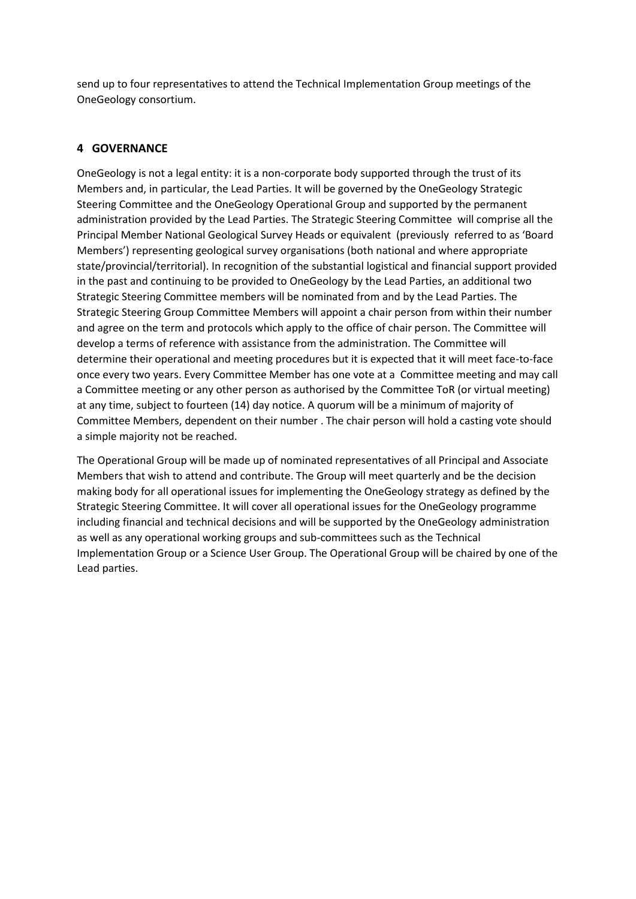send up to four representatives to attend the Technical Implementation Group meetings of the OneGeology consortium.

## 4 GOVERNANCE

OneGeology is not a legal entity: it is a non-corporate body supported through the trust of its Members and, in particular, the Lead Parties. It will be governed by the OneGeology Strategic Steering Committee and the OneGeology Operational Group and supported by the permanent administration provided by the Lead Parties. The Strategic Steering Committee will comprise all the Principal Member National Geological Survey Heads or equivalent (previously referred to as 'Board Members') representing geological survey organisations (both national and where appropriate state/provincial/territorial). In recognition of the substantial logistical and financial support provided in the past and continuing to be provided to OneGeology by the Lead Parties, an additional two Strategic Steering Committee members will be nominated from and by the Lead Parties. The Strategic Steering Group Committee Members will appoint a chair person from within their number and agree on the term and protocols which apply to the office of chair person. The Committee will develop a terms of reference with assistance from the administration. The Committee will determine their operational and meeting procedures but it is expected that it will meet face-to-face once every two years. Every Committee Member has one vote at a Committee meeting and may call a Committee meeting or any other person as authorised by the Committee ToR (or virtual meeting) at any time, subject to fourteen (14) day notice. A quorum will be a minimum of majority of Committee Members, dependent on their number . The chair person will hold a casting vote should a simple majority not be reached.

The Operational Group will be made up of nominated representatives of all Principal and Associate Members that wish to attend and contribute. The Group will meet quarterly and be the decision making body for all operational issues for implementing the OneGeology strategy as defined by the Strategic Steering Committee. It will cover all operational issues for the OneGeology programme including financial and technical decisions and will be supported by the OneGeology administration as well as any operational working groups and sub-committees such as the Technical Implementation Group or a Science User Group. The Operational Group will be chaired by one of the Lead parties.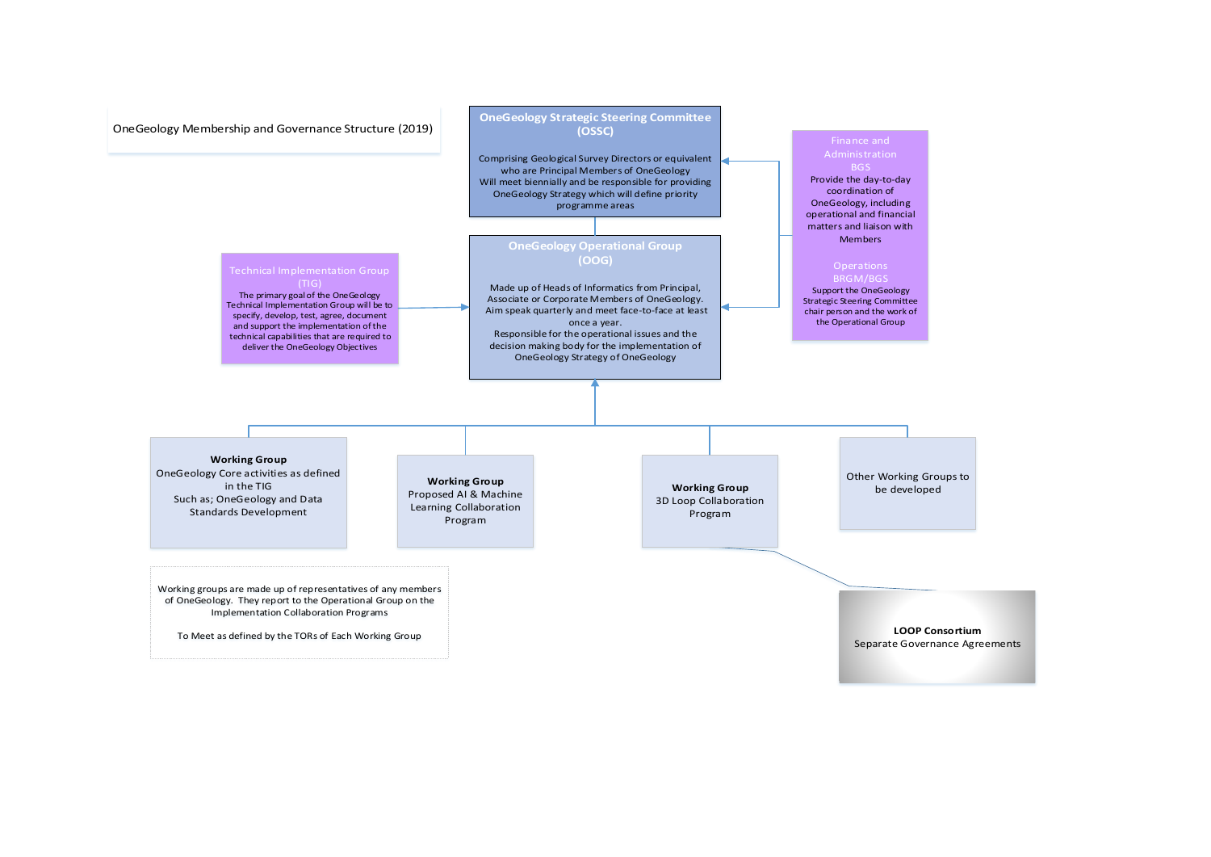OneGeology Membership and Governance Structure (2019)

**OneGeology Strategic Steering Committee (OSSC)**

Comprising Geological Survey Directors or equivalent who are Principal Members of OneGeology
Will meet biennially and be responsible for providing OneGeology Strategy which will define priority programme areas

**OneGeology Operational Group (OOG)**

Made up of Heads of Informatics from Principal, Associate or Corporate Members of OneGeology.
Aim speak quarterly and meet face-to-face at least once a year.
Responsible for the operational issues and the decision making body for the implementation of OneGeology Strategy of OneGeology

**Technical Implementation Group (TIG)**

The primary goal of the OneGeology Technical Implementation Group will be to specify, develop, test, agree, document and support the implementation of the technical capabilities that are required to deliver the OneGeology Objectives

**Finance and Administration**
**BGS**

Provide the day-to-day coordination of OneGeology, including operational and financial matters and liaison with Members

**Operations**
**BRGM/BGS**

Support the OneGeology Strategic Steering Committee chair person and the work of the Operational Group

**Working Group**
OneGeology Core activities as defined in the TIG
Such as; OneGeology and Data Standards Development

**Working Group**
Proposed AI & Machine Learning Collaboration Program

**Working Group**
3D Loop Collaboration Program

Other Working Groups to be developed

**LOOP Consortium**
Separate Governance Agreements

Working groups are made up of representatives of any members of OneGeology. They report to the Operational Group on the Implementation Collaboration Programs

To Meet as defined by the TORs of Each Working Group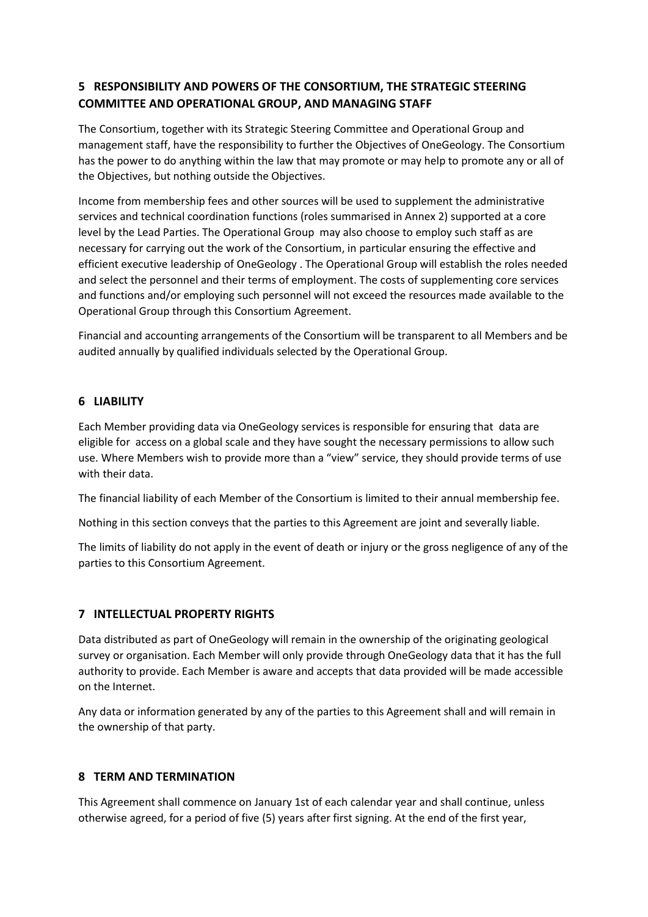## 5 RESPONSIBILITY AND POWERS OF THE CONSORTIUM, THE STRATEGIC STEERING COMMITTEE AND OPERATIONAL GROUP, AND MANAGING STAFF

The Consortium, together with its Strategic Steering Committee and Operational Group and management staff, have the responsibility to further the Objectives of OneGeology. The Consortium has the power to do anything within the law that may promote or may help to promote any or all of the Objectives, but nothing outside the Objectives.

Income from membership fees and other sources will be used to supplement the administrative services and technical coordination functions (roles summarised in Annex 2) supported at a core level by the Lead Parties. The Operational Group may also choose to employ such staff as are necessary for carrying out the work of the Consortium, in particular ensuring the effective and efficient executive leadership of OneGeology . The Operational Group will establish the roles needed and select the personnel and their terms of employment. The costs of supplementing core services and functions and/or employing such personnel will not exceed the resources made available to the Operational Group through this Consortium Agreement.

Financial and accounting arrangements of the Consortium will be transparent to all Members and be audited annually by qualified individuals selected by the Operational Group.

## 6 LIABILITY

Each Member providing data via OneGeology services is responsible for ensuring that data are eligible for access on a global scale and they have sought the necessary permissions to allow such use. Where Members wish to provide more than a "view" service, they should provide terms of use with their data.

The financial liability of each Member of the Consortium is limited to their annual membership fee.

Nothing in this section conveys that the parties to this Agreement are joint and severally liable.

The limits of liability do not apply in the event of death or injury or the gross negligence of any of the parties to this Consortium Agreement.

## 7 INTELLECTUAL PROPERTY RIGHTS

Data distributed as part of OneGeology will remain in the ownership of the originating geological survey or organisation. Each Member will only provide through OneGeology data that it has the full authority to provide. Each Member is aware and accepts that data provided will be made accessible on the Internet.

Any data or information generated by any of the parties to this Agreement shall and will remain in the ownership of that party.

## 8 TERM AND TERMINATION

This Agreement shall commence on January 1st of each calendar year and shall continue, unless otherwise agreed, for a period of five (5) years after first signing. At the end of the first year,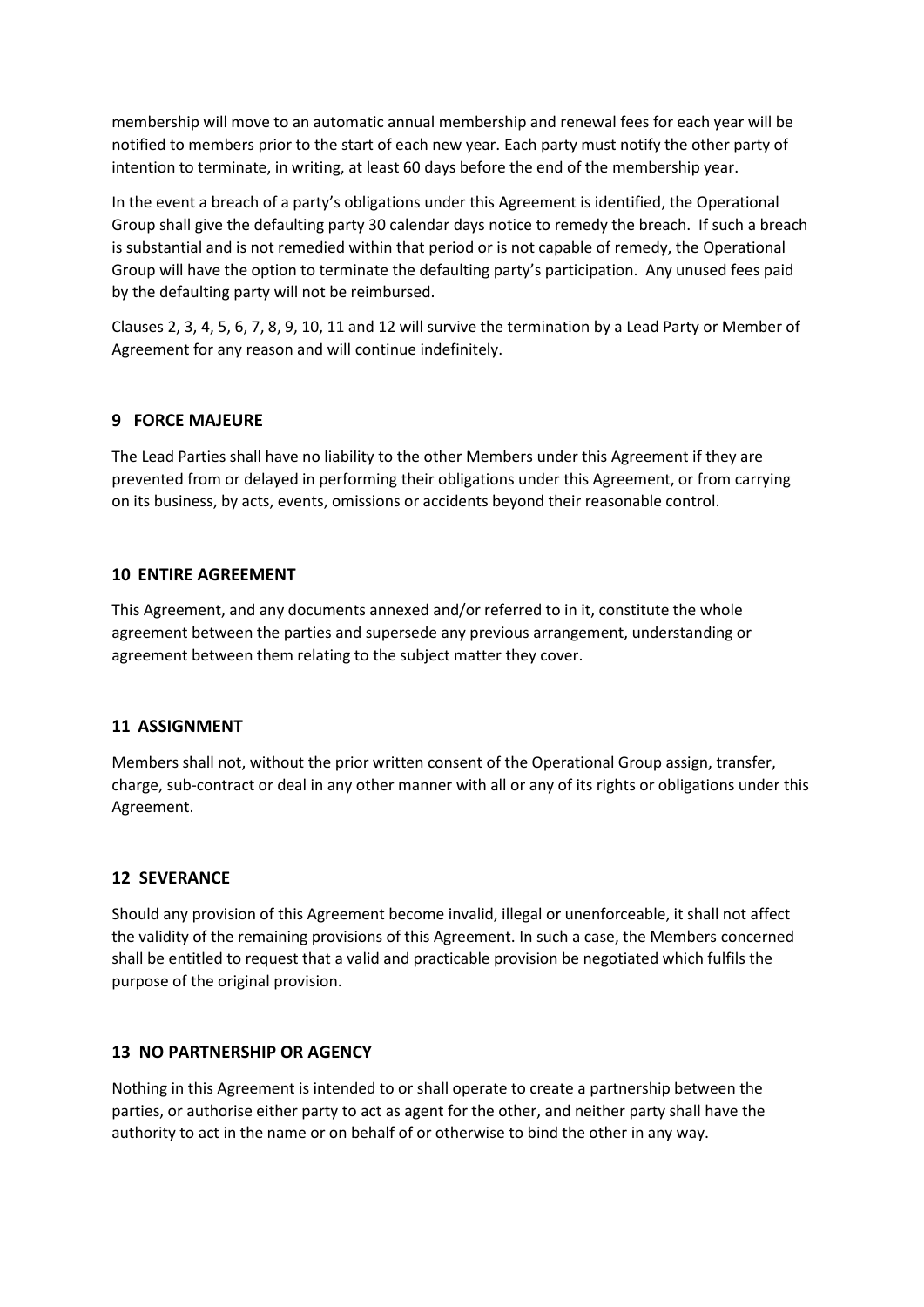membership will move to an automatic annual membership and renewal fees for each year will be notified to members prior to the start of each new year. Each party must notify the other party of intention to terminate, in writing, at least 60 days before the end of the membership year.

In the event a breach of a party's obligations under this Agreement is identified, the Operational Group shall give the defaulting party 30 calendar days notice to remedy the breach. If such a breach is substantial and is not remedied within that period or is not capable of remedy, the Operational Group will have the option to terminate the defaulting party's participation. Any unused fees paid by the defaulting party will not be reimbursed.

Clauses 2, 3, 4, 5, 6, 7, 8, 9, 10, 11 and 12 will survive the termination by a Lead Party or Member of Agreement for any reason and will continue indefinitely.

## 9 FORCE MAJEURE

The Lead Parties shall have no liability to the other Members under this Agreement if they are prevented from or delayed in performing their obligations under this Agreement, or from carrying on its business, by acts, events, omissions or accidents beyond their reasonable control.

## 10 ENTIRE AGREEMENT

This Agreement, and any documents annexed and/or referred to in it, constitute the whole agreement between the parties and supersede any previous arrangement, understanding or agreement between them relating to the subject matter they cover.

## 11 ASSIGNMENT

Members shall not, without the prior written consent of the Operational Group assign, transfer, charge, sub-contract or deal in any other manner with all or any of its rights or obligations under this Agreement.

## 12 SEVERANCE

Should any provision of this Agreement become invalid, illegal or unenforceable, it shall not affect the validity of the remaining provisions of this Agreement. In such a case, the Members concerned shall be entitled to request that a valid and practicable provision be negotiated which fulfils the purpose of the original provision.

## 13 NO PARTNERSHIP OR AGENCY

Nothing in this Agreement is intended to or shall operate to create a partnership between the parties, or authorise either party to act as agent for the other, and neither party shall have the authority to act in the name or on behalf of or otherwise to bind the other in any way.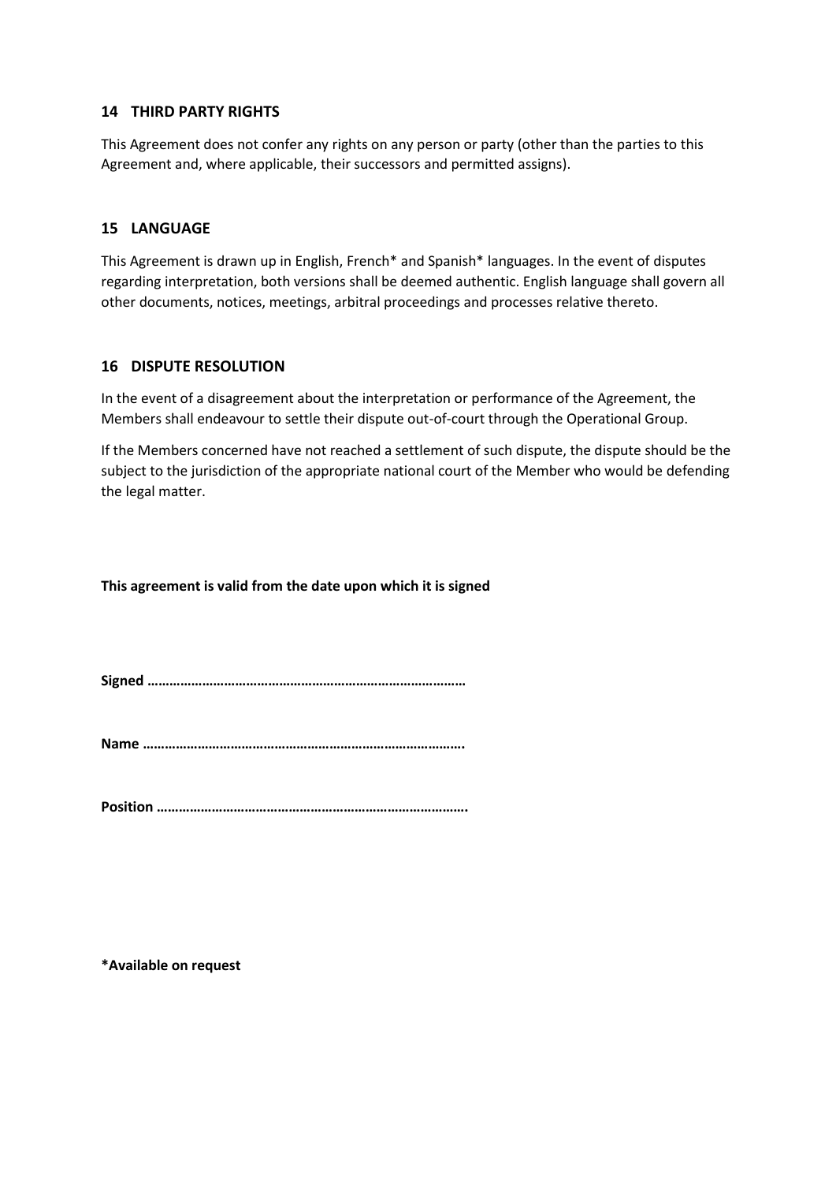## 14 THIRD PARTY RIGHTS

This Agreement does not confer any rights on any person or party (other than the parties to this Agreement and, where applicable, their successors and permitted assigns).

## 15 LANGUAGE

This Agreement is drawn up in English, French* and Spanish* languages. In the event of disputes regarding interpretation, both versions shall be deemed authentic. English language shall govern all other documents, notices, meetings, arbitral proceedings and processes relative thereto.

## 16 DISPUTE RESOLUTION

In the event of a disagreement about the interpretation or performance of the Agreement, the Members shall endeavour to settle their dispute out-of-court through the Operational Group.

If the Members concerned have not reached a settlement of such dispute, the dispute should be the subject to the jurisdiction of the appropriate national court of the Member who would be defending the legal matter.

**This agreement is valid from the date upon which it is signed**

**Signed ………………………………………………………………………….**

**Name ………………………………………………………………………….**

**Position ……………………………………………………………………….**

**\*Available on request**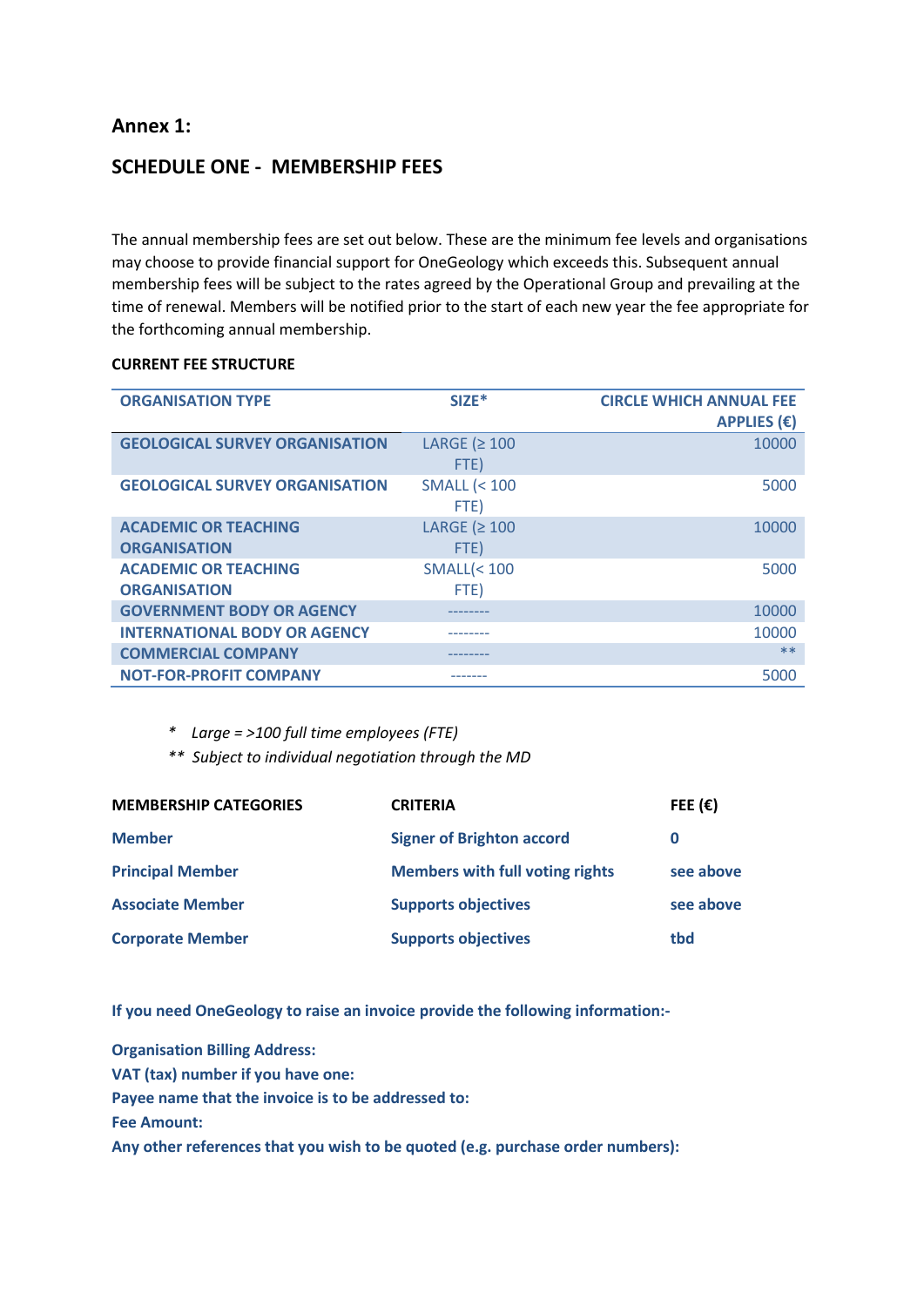## Annex 1:

## SCHEDULE ONE - MEMBERSHIP FEES

The annual membership fees are set out below. These are the minimum fee levels and organisations may choose to provide financial support for OneGeology which exceeds this. Subsequent annual membership fees will be subject to the rates agreed by the Operational Group and prevailing at the time of renewal. Members will be notified prior to the start of each new year the fee appropriate for the forthcoming annual membership.

**CURRENT FEE STRUCTURE**

| ORGANISATION TYPE | SIZE* | CIRCLE WHICH ANNUAL FEE APPLIES (€) |
|---|---|---|
| GEOLOGICAL SURVEY ORGANISATION | LARGE (≥ 100 FTE) | 10000 |
| GEOLOGICAL SURVEY ORGANISATION | SMALL (< 100 FTE) | 5000 |
| ACADEMIC OR TEACHING ORGANISATION | LARGE (≥ 100 FTE) | 10000 |
| ACADEMIC OR TEACHING ORGANISATION | SMALL(< 100 FTE) | 5000 |
| GOVERNMENT BODY OR AGENCY | -------- | 10000 |
| INTERNATIONAL BODY OR AGENCY | -------- | 10000 |
| COMMERCIAL COMPANY | -------- | ** |
| NOT-FOR-PROFIT COMPANY | ------- | 5000 |

\* *Large = >100 full time employees (FTE)*

\*\* *Subject to individual negotiation through the MD*

| MEMBERSHIP CATEGORIES | CRITERIA | FEE (€) |
|---|---|---|
| Member | Signer of Brighton accord | 0 |
| Principal Member | Members with full voting rights | see above |
| Associate Member | Supports objectives | see above |
| Corporate Member | Supports objectives | tbd |

**If you need OneGeology to raise an invoice provide the following information:-**

**Organisation Billing Address:**
**VAT (tax) number if you have one:**
**Payee name that the invoice is to be addressed to:**
**Fee Amount:**
**Any other references that you wish to be quoted (e.g. purchase order numbers):**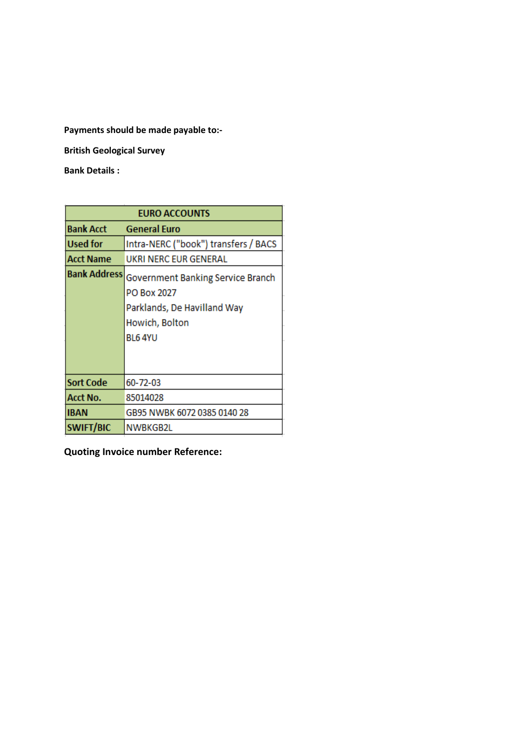**Payments should be made payable to:-**

**British Geological Survey**

**Bank Details :**

| EURO ACCOUNTS | |
|---|---|
| **Bank Acct** | **General Euro** |
| **Used for** | Intra-NERC ("book") transfers / BACS |
| **Acct Name** | UKRI NERC EUR GENERAL |
| **Bank Address** | Government Banking Service Branch<br>PO Box 2027<br>Parklands, De Havilland Way<br>Howich, Bolton<br>BL6 4YU |
| **Sort Code** | 60-72-03 |
| **Acct No.** | 85014028 |
| **IBAN** | GB95 NWBK 6072 0385 0140 28 |
| **SWIFT/BIC** | NWBKGB2L |

**Quoting Invoice number Reference:**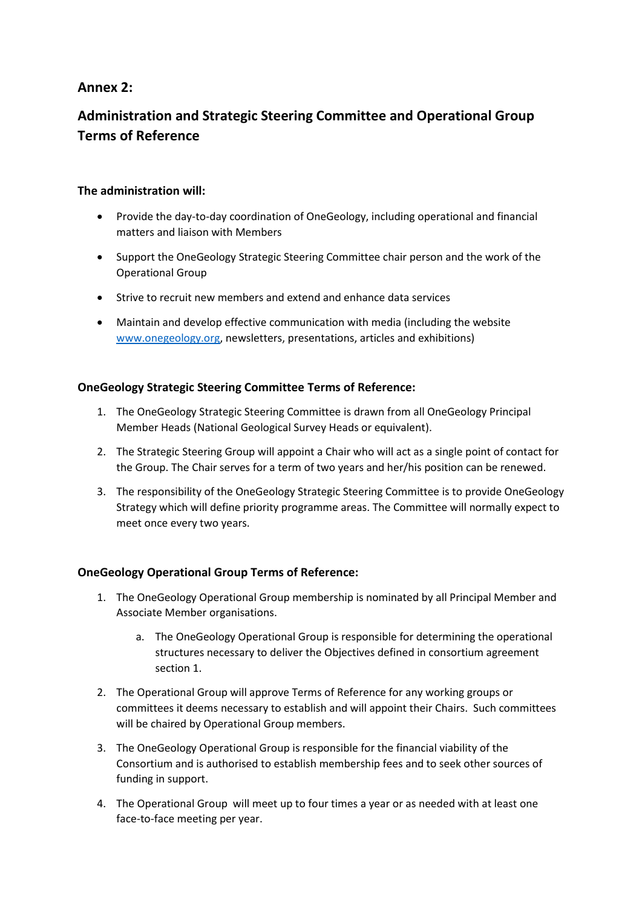## Annex 2:

## Administration and Strategic Steering Committee and Operational Group Terms of Reference

**The administration will:**

- Provide the day-to-day coordination of OneGeology, including operational and financial matters and liaison with Members
- Support the OneGeology Strategic Steering Committee chair person and the work of the Operational Group
- Strive to recruit new members and extend and enhance data services
- Maintain and develop effective communication with media (including the website www.onegeology.org, newsletters, presentations, articles and exhibitions)

**OneGeology Strategic Steering Committee Terms of Reference:**

1. The OneGeology Strategic Steering Committee is drawn from all OneGeology Principal Member Heads (National Geological Survey Heads or equivalent).
2. The Strategic Steering Group will appoint a Chair who will act as a single point of contact for the Group. The Chair serves for a term of two years and her/his position can be renewed.
3. The responsibility of the OneGeology Strategic Steering Committee is to provide OneGeology Strategy which will define priority programme areas. The Committee will normally expect to meet once every two years.

**OneGeology Operational Group Terms of Reference:**

1. The OneGeology Operational Group membership is nominated by all Principal Member and Associate Member organisations.
    a. The OneGeology Operational Group is responsible for determining the operational structures necessary to deliver the Objectives defined in consortium agreement section 1.
2. The Operational Group will approve Terms of Reference for any working groups or committees it deems necessary to establish and will appoint their Chairs. Such committees will be chaired by Operational Group members.
3. The OneGeology Operational Group is responsible for the financial viability of the Consortium and is authorised to establish membership fees and to seek other sources of funding in support.
4. The Operational Group will meet up to four times a year or as needed with at least one face-to-face meeting per year.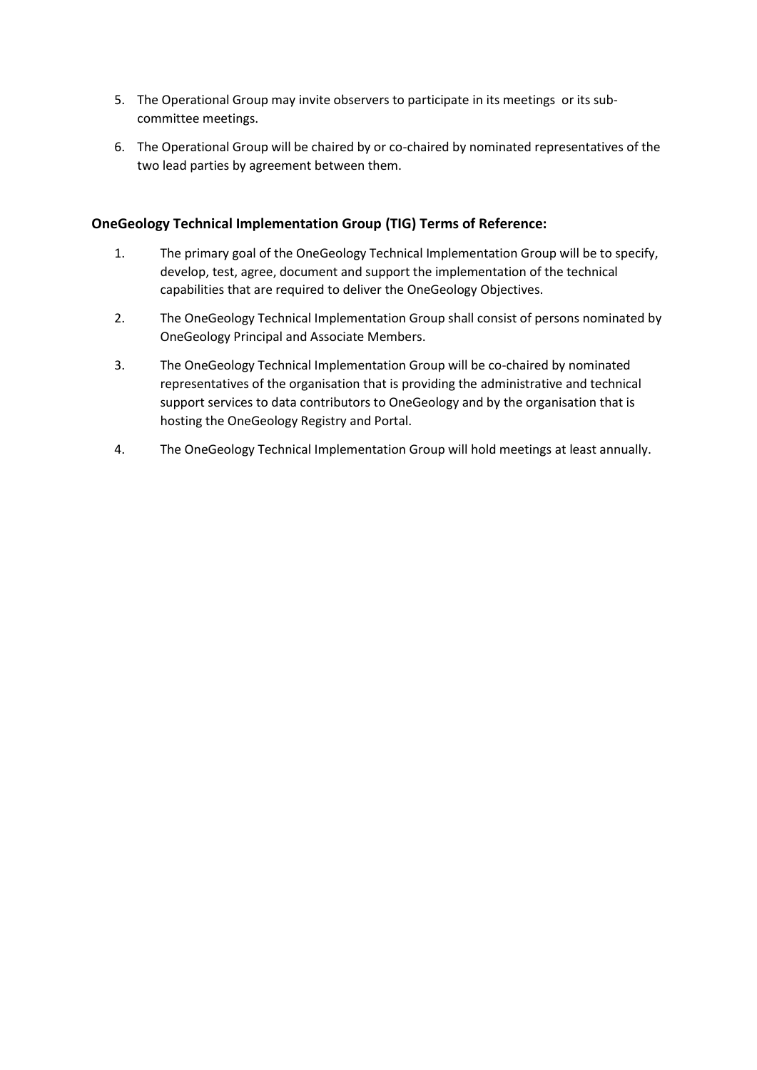5. The Operational Group may invite observers to participate in its meetings or its sub-committee meetings.
6. The Operational Group will be chaired by or co-chaired by nominated representatives of the two lead parties by agreement between them.

**OneGeology Technical Implementation Group (TIG) Terms of Reference:**

1. The primary goal of the OneGeology Technical Implementation Group will be to specify, develop, test, agree, document and support the implementation of the technical capabilities that are required to deliver the OneGeology Objectives.
2. The OneGeology Technical Implementation Group shall consist of persons nominated by OneGeology Principal and Associate Members.
3. The OneGeology Technical Implementation Group will be co-chaired by nominated representatives of the organisation that is providing the administrative and technical support services to data contributors to OneGeology and by the organisation that is hosting the OneGeology Registry and Portal.
4. The OneGeology Technical Implementation Group will hold meetings at least annually.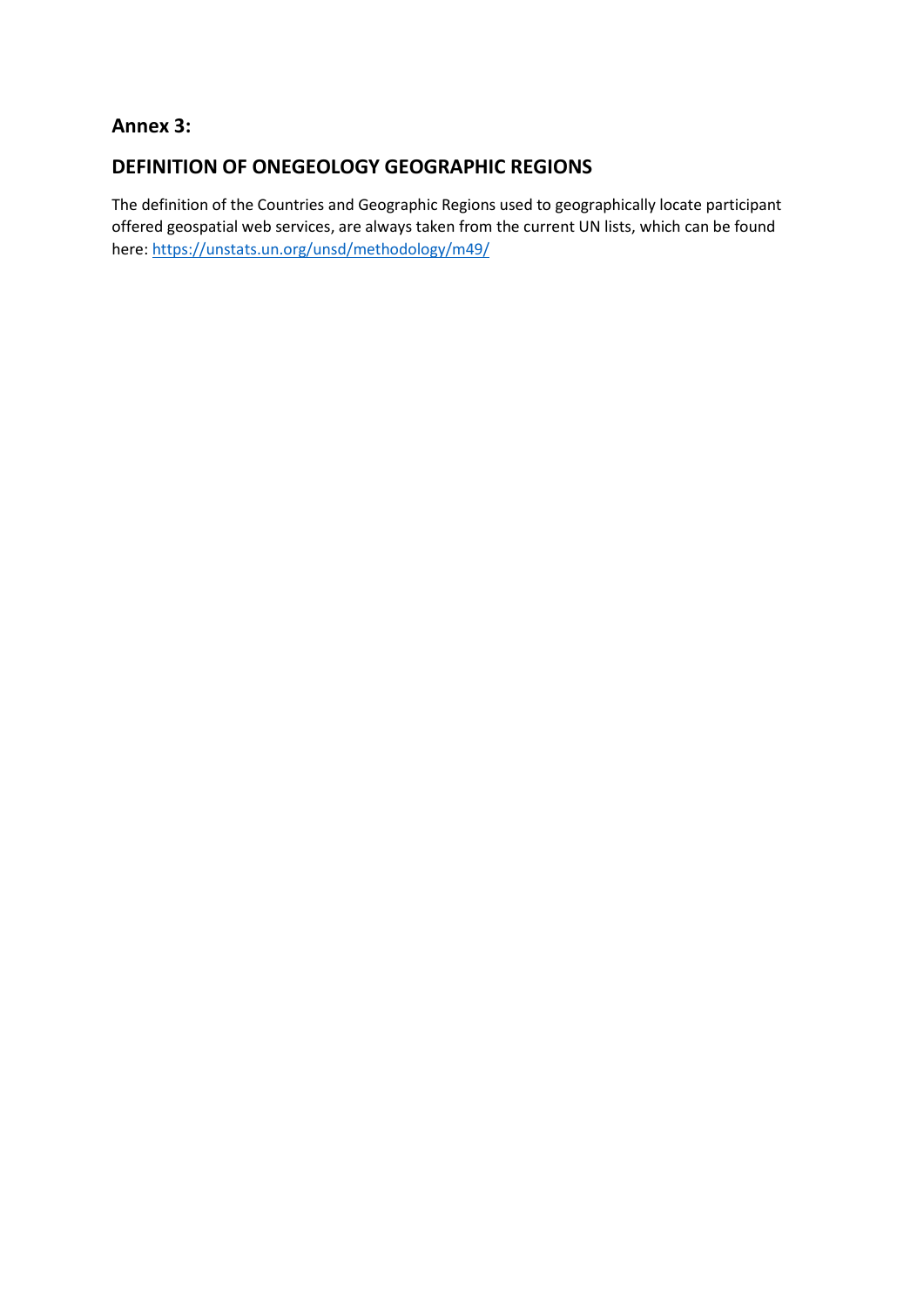## Annex 3:

## DEFINITION OF ONEGEOLOGY GEOGRAPHIC REGIONS

The definition of the Countries and Geographic Regions used to geographically locate participant offered geospatial web services, are always taken from the current UN lists, which can be found here: [https://unstats.un.org/unsd/methodology/m49/](https://unstats.un.org/unsd/methodology/m49/)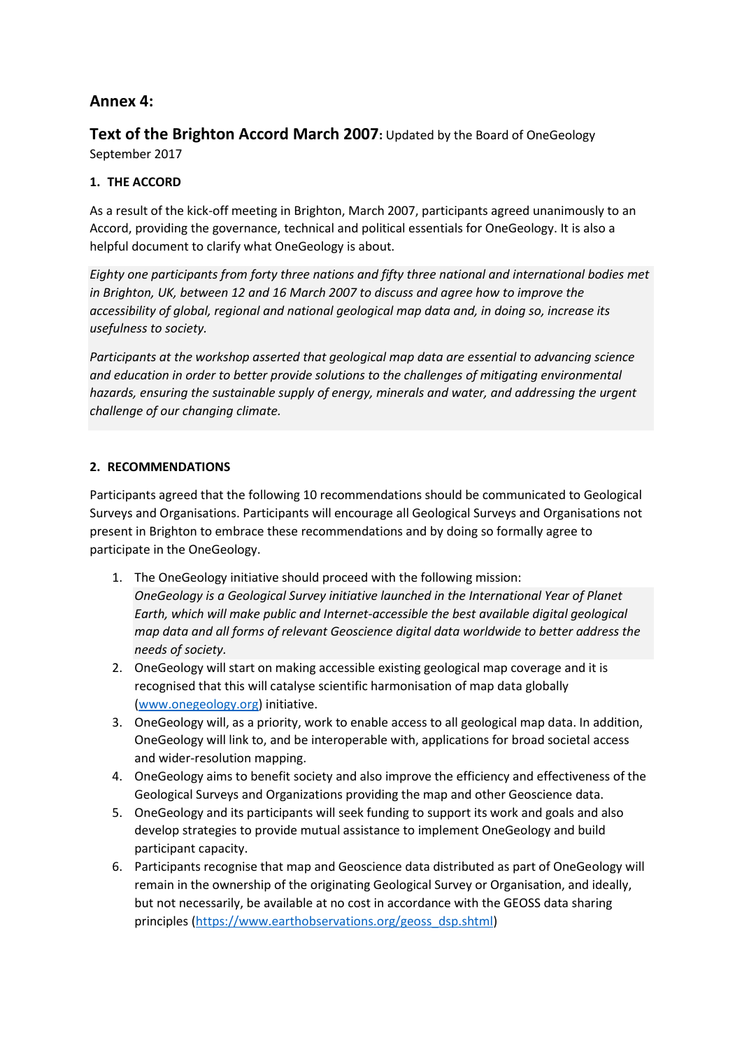## Annex 4:

## Text of the Brighton Accord March 2007: Updated by the Board of OneGeology September 2017

### 1. THE ACCORD

As a result of the kick-off meeting in Brighton, March 2007, participants agreed unanimously to an Accord, providing the governance, technical and political essentials for OneGeology. It is also a helpful document to clarify what OneGeology is about.

*Eighty one participants from forty three nations and fifty three national and international bodies met in Brighton, UK, between 12 and 16 March 2007 to discuss and agree how to improve the accessibility of global, regional and national geological map data and, in doing so, increase its usefulness to society.*

*Participants at the workshop asserted that geological map data are essential to advancing science and education in order to better provide solutions to the challenges of mitigating environmental hazards, ensuring the sustainable supply of energy, minerals and water, and addressing the urgent challenge of our changing climate.*

### 2. RECOMMENDATIONS

Participants agreed that the following 10 recommendations should be communicated to Geological Surveys and Organisations. Participants will encourage all Geological Surveys and Organisations not present in Brighton to embrace these recommendations and by doing so formally agree to participate in the OneGeology.

1. The OneGeology initiative should proceed with the following mission:
   *OneGeology is a Geological Survey initiative launched in the International Year of Planet Earth, which will make public and Internet-accessible the best available digital geological map data and all forms of relevant Geoscience digital data worldwide to better address the needs of society.*
2. OneGeology will start on making accessible existing geological map coverage and it is recognised that this will catalyse scientific harmonisation of map data globally (www.onegeology.org) initiative.
3. OneGeology will, as a priority, work to enable access to all geological map data. In addition, OneGeology will link to, and be interoperable with, applications for broad societal access and wider-resolution mapping.
4. OneGeology aims to benefit society and also improve the efficiency and effectiveness of the Geological Surveys and Organizations providing the map and other Geoscience data.
5. OneGeology and its participants will seek funding to support its work and goals and also develop strategies to provide mutual assistance to implement OneGeology and build participant capacity.
6. Participants recognise that map and Geoscience data distributed as part of OneGeology will remain in the ownership of the originating Geological Survey or Organisation, and ideally, but not necessarily, be available at no cost in accordance with the GEOSS data sharing principles (https://www.earthobservations.org/geoss_dsp.shtml)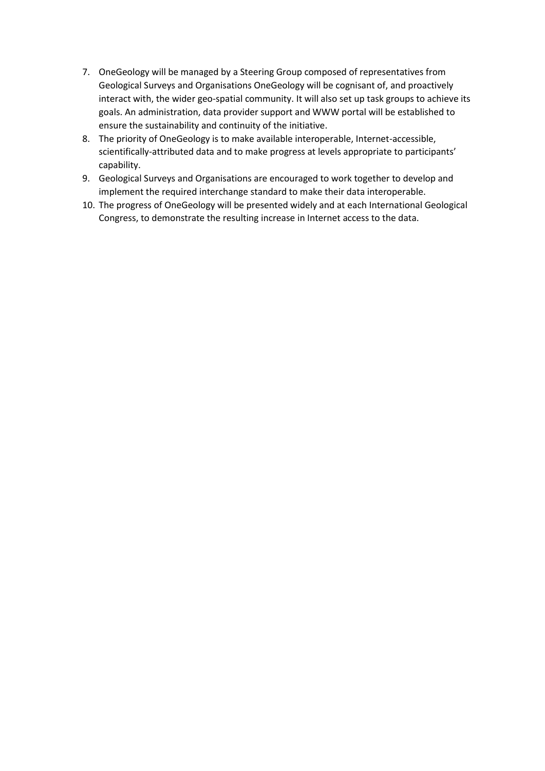7. OneGeology will be managed by a Steering Group composed of representatives from Geological Surveys and Organisations OneGeology will be cognisant of, and proactively interact with, the wider geo-spatial community. It will also set up task groups to achieve its goals. An administration, data provider support and WWW portal will be established to ensure the sustainability and continuity of the initiative.
8. The priority of OneGeology is to make available interoperable, Internet-accessible, scientifically-attributed data and to make progress at levels appropriate to participants' capability.
9. Geological Surveys and Organisations are encouraged to work together to develop and implement the required interchange standard to make their data interoperable.
10. The progress of OneGeology will be presented widely and at each International Geological Congress, to demonstrate the resulting increase in Internet access to the data.